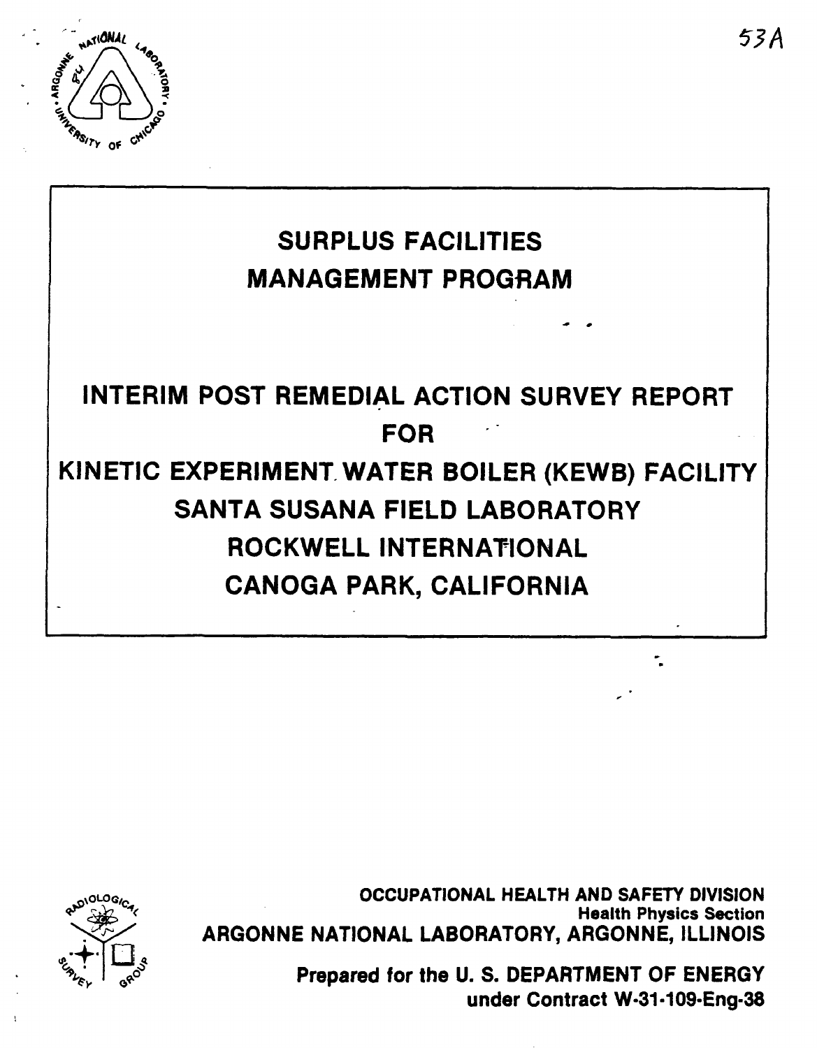53A

# SURPLUS FACILITIES MANAGEMENT PROGRAM

# INTERIM POST REMEDIAL ACTION SURVEY REPORT FOR KINETIC EXPERIMENT WATER BOILER (KEWB) FACILITY SANTA SUSANA FIELD LABORATORY ROCKWELL INTERNATIONAL CANOGA PARK, CALIFORNIA

**OCCUPATIONAL HEALTH AND SAFETY DIVISION**
**Health Physics Section**
**ARGONNE NATIONAL LABORATORY, ARGONNE, ILLINOIS**

**Prepared for the U. S. DEPARTMENT OF ENERGY under Contract W-31-109-Eng-38**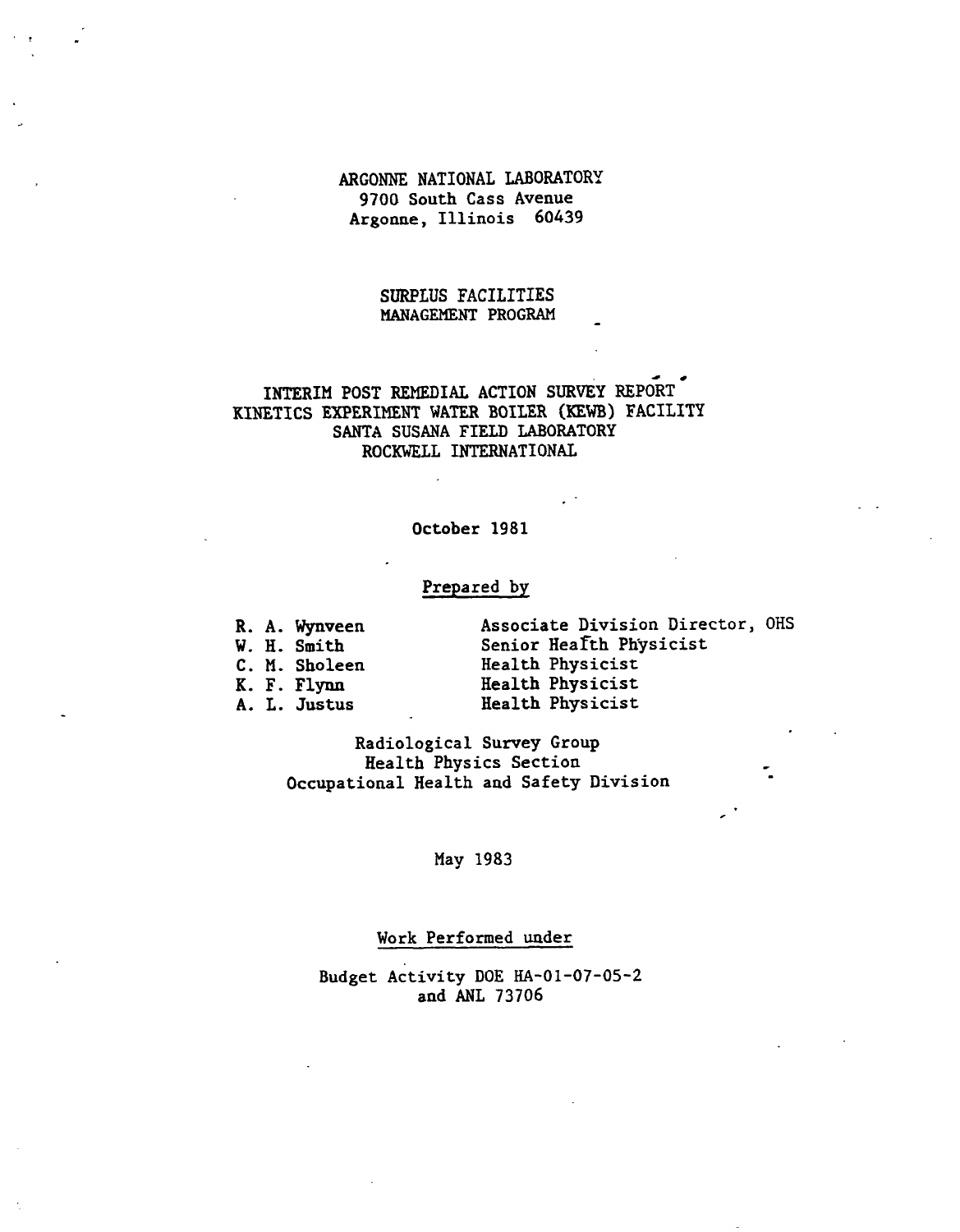ARGONNE NATIONAL LABORATORY
9700 South Cass Avenue
Argonne, Illinois 60439

SURPLUS FACILITIES
MANAGEMENT PROGRAM

# INTERIM POST REMEDIAL ACTION SURVEY REPORT
# KINETICS EXPERIMENT WATER BOILER (KEWB) FACILITY
# SANTA SUSANA FIELD LABORATORY
# ROCKWELL INTERNATIONAL

October 1981

Prepared by

| | |
|---|---|
| R. A. Wynveen | Associate Division Director, OHS |
| W. H. Smith | Senior Health Physicist |
| C. M. Sholeen | Health Physicist |
| K. F. Flynn | Health Physicist |
| A. L. Justus | Health Physicist |

Radiological Survey Group
Health Physics Section
Occupational Health and Safety Division

May 1983

Work Performed under

Budget Activity DOE HA-01-07-05-2
and ANL 73706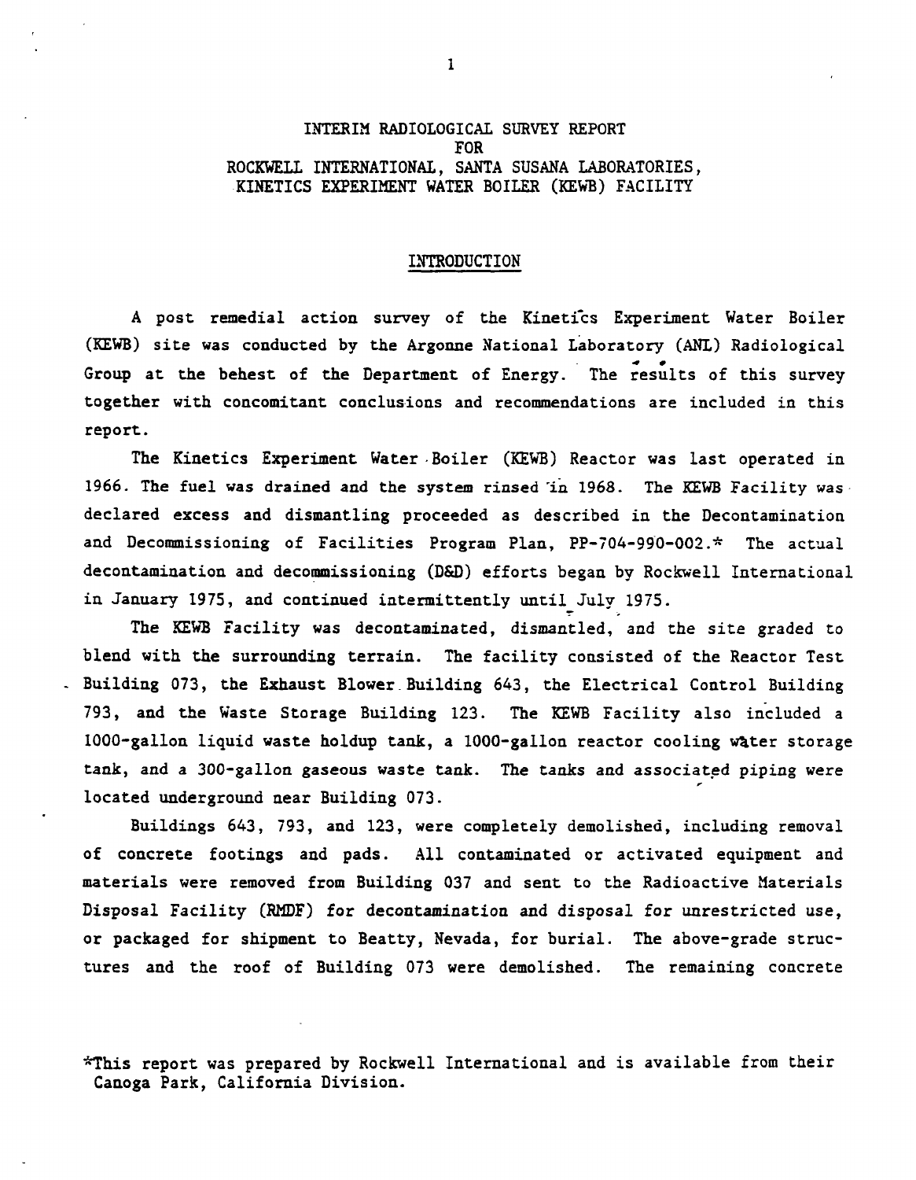# INTERIM RADIOLOGICAL SURVEY REPORT FOR ROCKWELL INTERNATIONAL, SANTA SUSANA LABORATORIES, KINETICS EXPERIMENT WATER BOILER (KEWB) FACILITY

## INTRODUCTION

A post remedial action survey of the Kinetics Experiment Water Boiler (KEWB) site was conducted by the Argonne National Laboratory (ANL) Radiological Group at the behest of the Department of Energy. The results of this survey together with concomitant conclusions and recommendations are included in this report.

The Kinetics Experiment Water Boiler (KEWB) Reactor was last operated in 1966. The fuel was drained and the system rinsed in 1968. The KEWB Facility was declared excess and dismantling proceeded as described in the Decontamination and Decommissioning of Facilities Program Plan, PP-704-990-002.* The actual decontamination and decommissioning (D&D) efforts began by Rockwell International in January 1975, and continued intermittently until July 1975.

The KEWB Facility was decontaminated, dismantled, and the site graded to blend with the surrounding terrain. The facility consisted of the Reactor Test Building 073, the Exhaust Blower Building 643, the Electrical Control Building 793, and the Waste Storage Building 123. The KEWB Facility also included a 1000-gallon liquid waste holdup tank, a 1000-gallon reactor cooling water storage tank, and a 300-gallon gaseous waste tank. The tanks and associated piping were located underground near Building 073.

Buildings 643, 793, and 123, were completely demolished, including removal of concrete footings and pads. All contaminated or activated equipment and materials were removed from Building 037 and sent to the Radioactive Materials Disposal Facility (RMDF) for decontamination and disposal for unrestricted use, or packaged for shipment to Beatty, Nevada, for burial. The above-grade structures and the roof of Building 073 were demolished. The remaining concrete

*This report was prepared by Rockwell International and is available from their Canoga Park, California Division.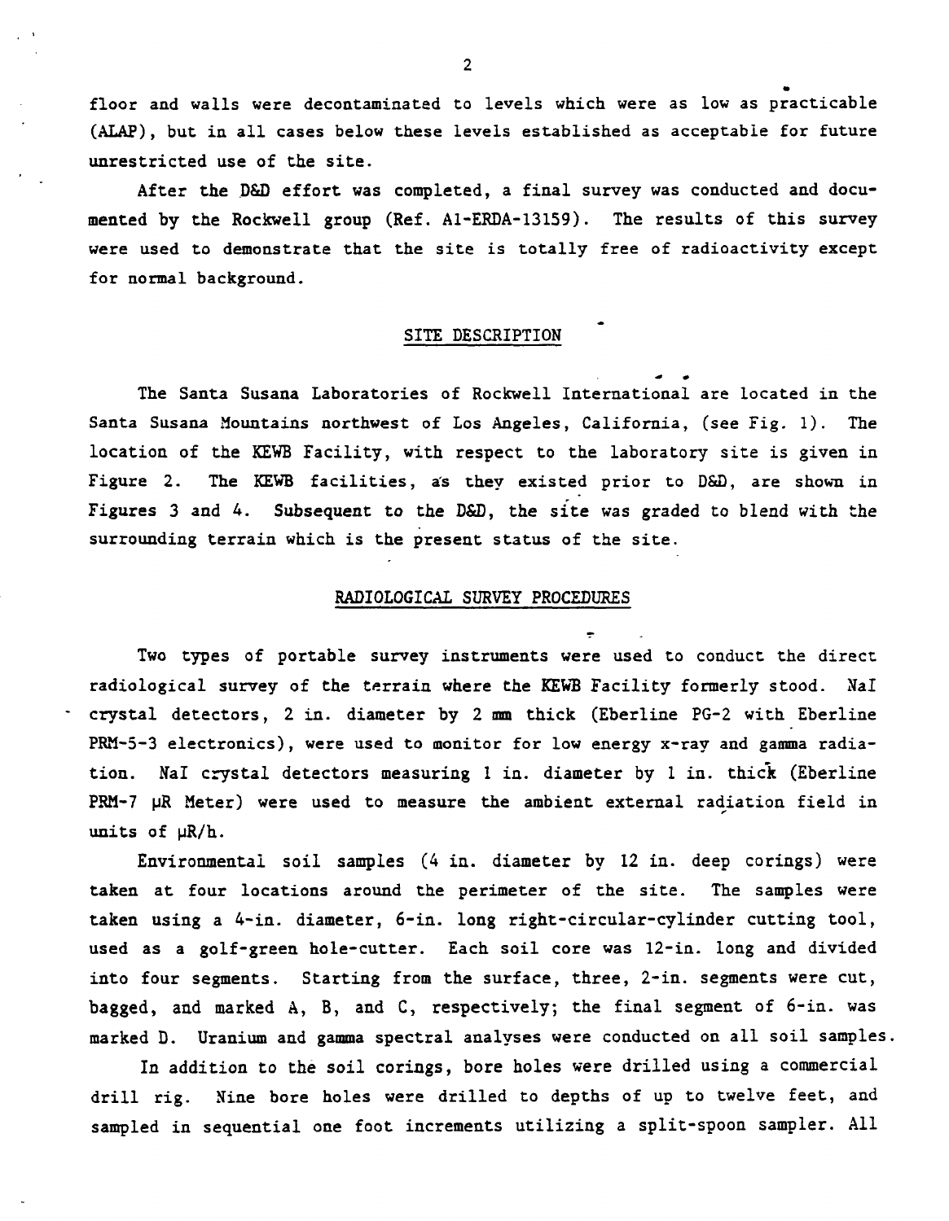floor and walls were decontaminated to levels which were as low as practicable (ALAP), but in all cases below these levels established as acceptable for future unrestricted use of the site.

After the D&D effort was completed, a final survey was conducted and documented by the Rockwell group (Ref. AI-ERDA-13159). The results of this survey were used to demonstrate that the site is totally free of radioactivity except for normal background.

## SITE DESCRIPTION

The Santa Susana Laboratories of Rockwell International are located in the Santa Susana Mountains northwest of Los Angeles, California, (see Fig. 1). The location of the KEWB Facility, with respect to the laboratory site is given in Figure 2. The KEWB facilities, as they existed prior to D&D, are shown in Figures 3 and 4. Subsequent to the D&D, the site was graded to blend with the surrounding terrain which is the present status of the site.

## RADIOLOGICAL SURVEY PROCEDURES

Two types of portable survey instruments were used to conduct the direct radiological survey of the terrain where the KEWB Facility formerly stood. NaI crystal detectors, 2 in. diameter by 2 mm thick (Eberline PG-2 with Eberline PRM-5-3 electronics), were used to monitor for low energy x-ray and gamma radiation. NaI crystal detectors measuring 1 in. diameter by 1 in. thick (Eberline PRM-7 μR Meter) were used to measure the ambient external radiation field in units of μR/h.

Environmental soil samples (4 in. diameter by 12 in. deep corings) were taken at four locations around the perimeter of the site. The samples were taken using a 4-in. diameter, 6-in. long right-circular-cylinder cutting tool, used as a golf-green hole-cutter. Each soil core was 12-in. long and divided into four segments. Starting from the surface, three, 2-in. segments were cut, bagged, and marked A, B, and C, respectively; the final segment of 6-in. was marked D. Uranium and gamma spectral analyses were conducted on all soil samples.

In addition to the soil corings, bore holes were drilled using a commercial drill rig. Nine bore holes were drilled to depths of up to twelve feet, and sampled in sequential one foot increments utilizing a split-spoon sampler. All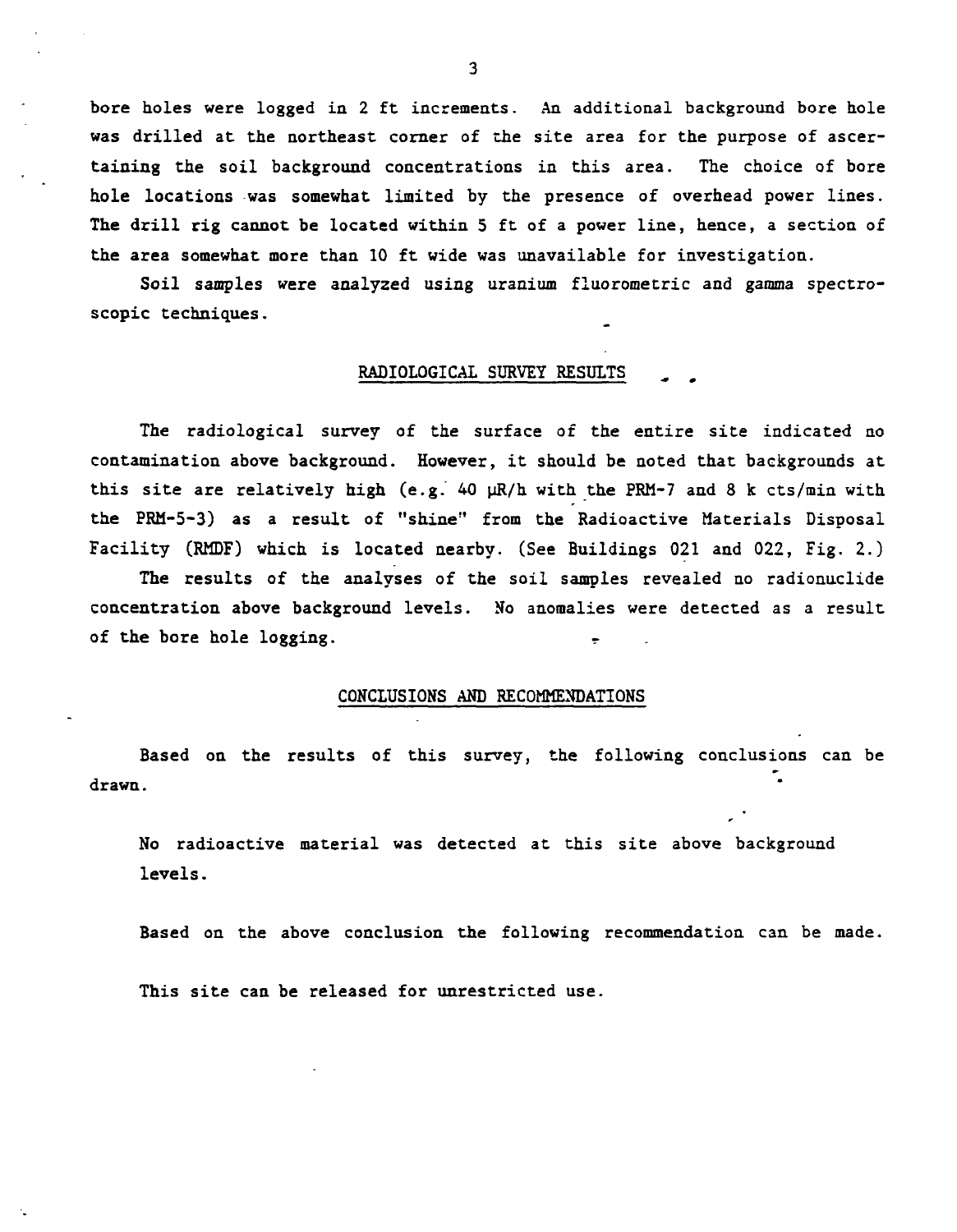bore holes were logged in 2 ft increments. An additional background bore hole was drilled at the northeast corner of the site area for the purpose of ascertaining the soil background concentrations in this area. The choice of bore hole locations was somewhat limited by the presence of overhead power lines. The drill rig cannot be located within 5 ft of a power line, hence, a section of the area somewhat more than 10 ft wide was unavailable for investigation.

Soil samples were analyzed using uranium fluorometric and gamma spectroscopic techniques.

## RADIOLOGICAL SURVEY RESULTS

The radiological survey of the surface of the entire site indicated no contamination above background. However, it should be noted that backgrounds at this site are relatively high (e.g. 40 μR/h with the PRM-7 and 8 k cts/min with the PRM-5-3) as a result of "shine" from the Radioactive Materials Disposal Facility (RMDF) which is located nearby. (See Buildings 021 and 022, Fig. 2.)

The results of the analyses of the soil samples revealed no radionuclide concentration above background levels. No anomalies were detected as a result of the bore hole logging.

## CONCLUSIONS AND RECOMMENDATIONS

Based on the results of this survey, the following conclusions can be drawn.

No radioactive material was detected at this site above background levels.

Based on the above conclusion the following recommendation can be made.

This site can be released for unrestricted use.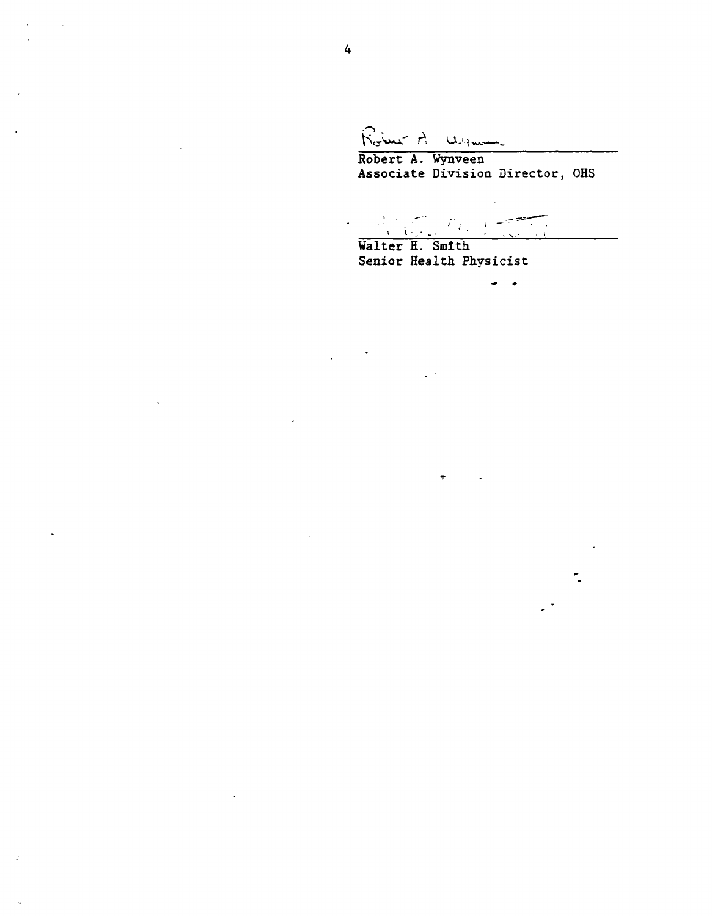Robert A. Wynveen
Associate Division Director, OHS

Walter H. Smith
Senior Health Physicist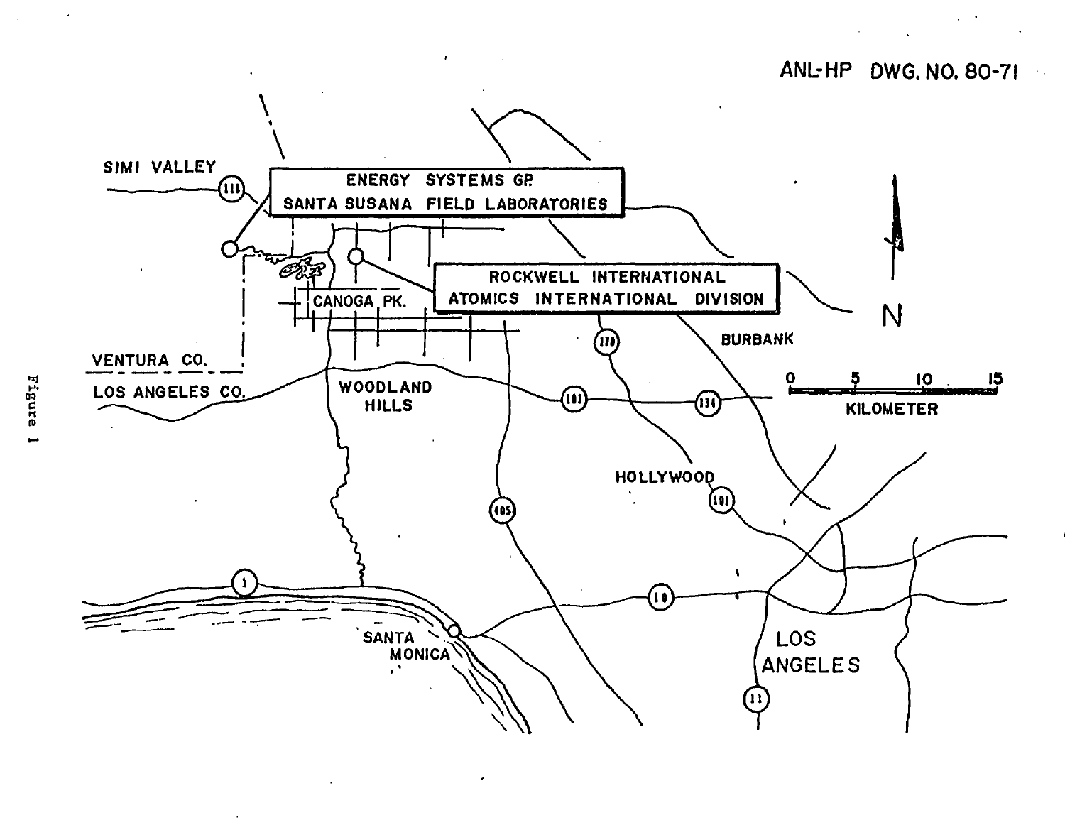ANL-HP DWG. NO. 80-71

ENERGY SYSTEMS GP.
SANTA SUSANA FIELD LABORATORIES

ROCKWELL INTERNATIONAL
ATOMICS INTERNATIONAL DIVISION

SIMI VALLEY

CANOGA PK.

VENTURA CO.

LOS ANGELES CO.

WOODLAND HILLS

BURBANK

HOLLYWOOD

SANTA MONICA

LOS ANGELES

N

0 5 10 15
KILOMETER

Figure 1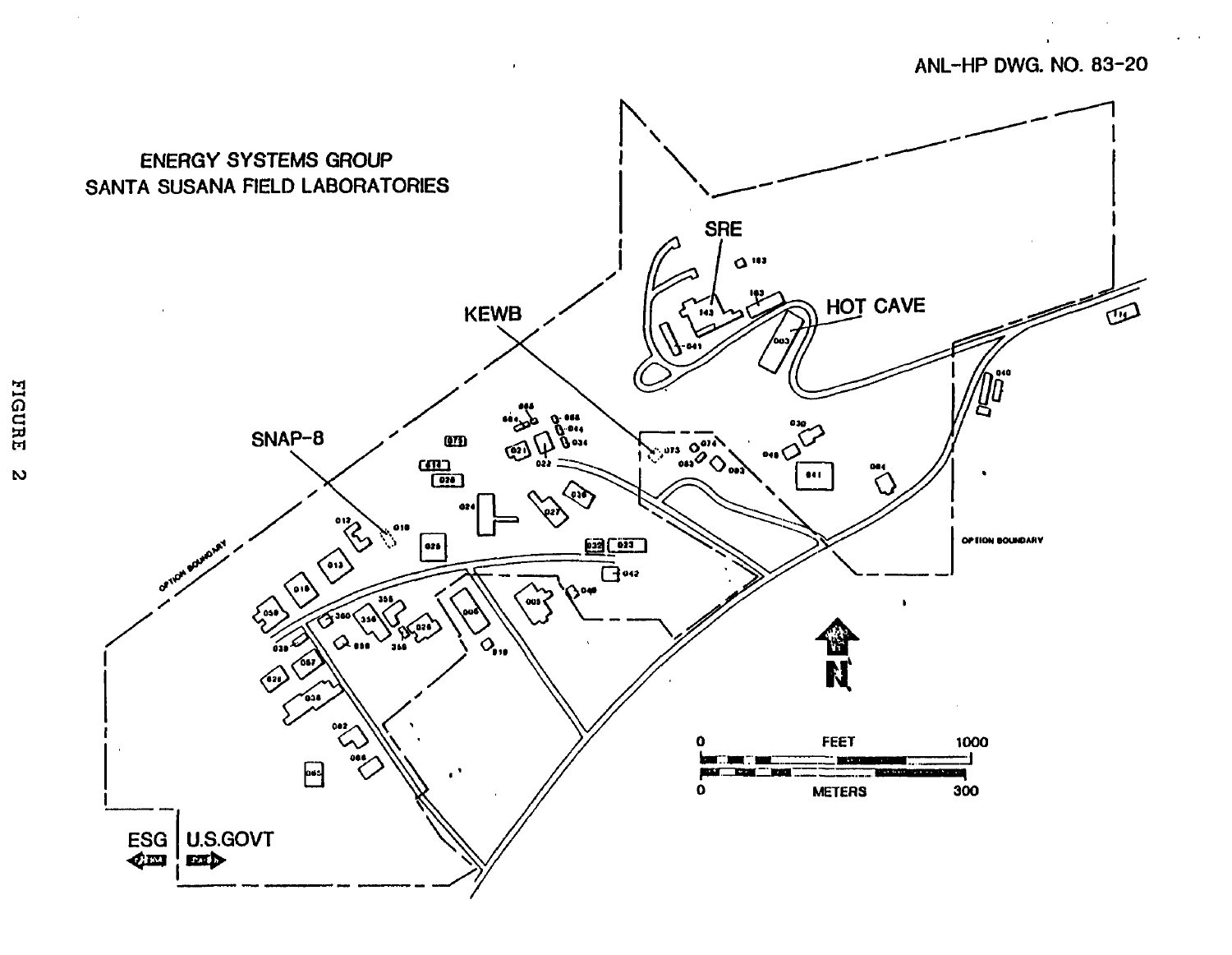ANL-HP DWG. NO. 83-20

ENERGY SYSTEMS GROUP
SANTA SUSANA FIELD LABORATORIES

SRE

HOT CAVE

KEWB

SNAP-8

OPTION BOUNDARY

N

FEET 0 1000

METERS 0 300

ESG | U.S.GOVT

FIGURE 2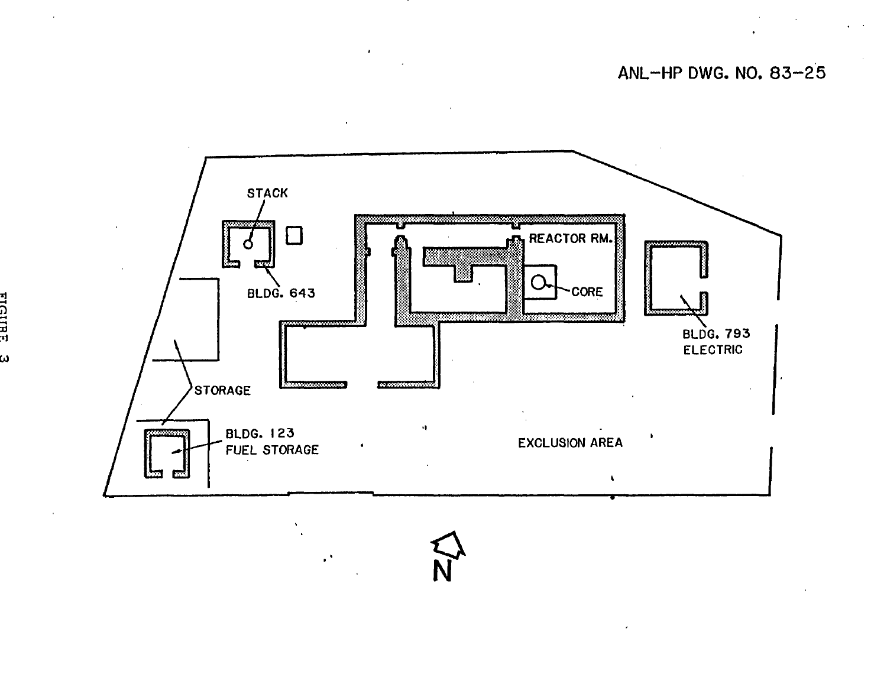ANL-HP DWG. NO. 83-25

STACK

BLDG. 643

REACTOR RM.

CORE

BLDG. 793
ELECTRIC

STORAGE

BLDG. 123
FUEL STORAGE

EXCLUSION AREA

N

FIGURE 3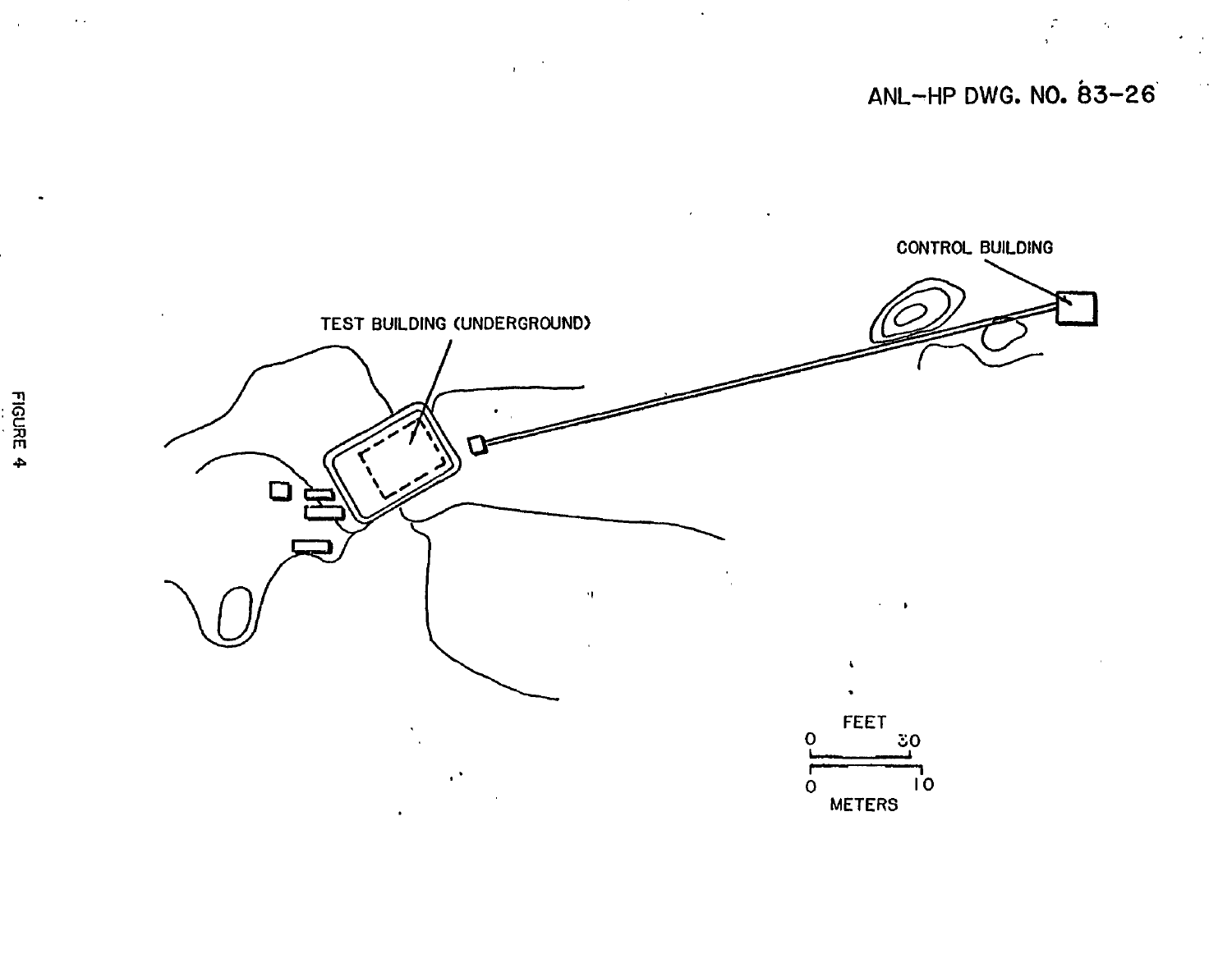ANL-HP DWG. NO. 83-26

CONTROL BUILDING

TEST BUILDING (UNDERGROUND)

FEET

0 30

0 10

METERS

FIGURE 4